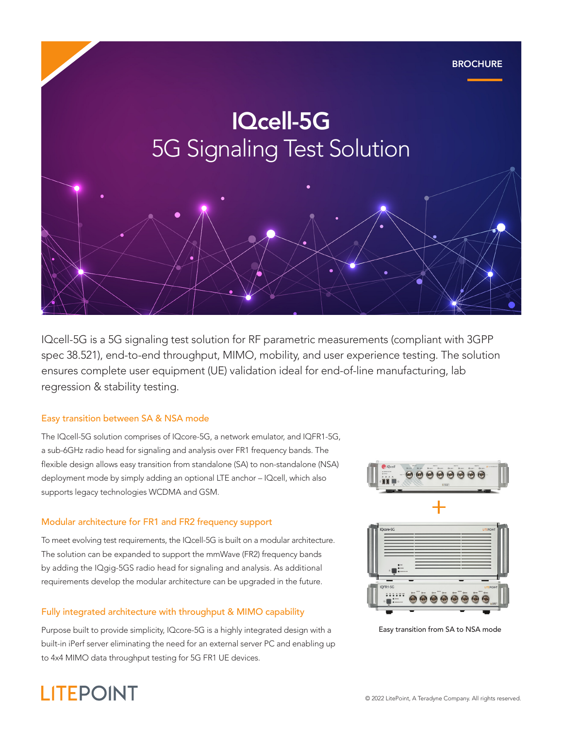BROCHURE

# IQcell-5G
## 5G Signaling Test Solution

IQcell-5G is a 5G signaling test solution for RF parametric measurements (compliant with 3GPP spec 38.521), end-to-end throughput, MIMO, mobility, and user experience testing. The solution ensures complete user equipment (UE) validation ideal for end-of-line manufacturing, lab regression & stability testing.

### Easy transition between SA & NSA mode

The IQcell-5G solution comprises of IQcore-5G, a network emulator, and IQFR1-5G, a sub-6GHz radio head for signaling and analysis over FR1 frequency bands. The flexible design allows easy transition from standalone (SA) to non-standalone (NSA) deployment mode by simply adding an optional LTE anchor – IQcell, which also supports legacy technologies WCDMA and GSM.

### Modular architecture for FR1 and FR2 frequency support

To meet evolving test requirements, the IQcell-5G is built on a modular architecture. The solution can be expanded to support the mmWave (FR2) frequency bands by adding the IQgig-5GS radio head for signaling and analysis. As additional requirements develop the modular architecture can be upgraded in the future.

### Fully integrated architecture with throughput & MIMO capability

Purpose built to provide simplicity, IQcore-5G is a highly integrated design with a built-in iPerf server eliminating the need for an external server PC and enabling up to 4x4 MIMO data throughput testing for 5G FR1 UE devices.

Easy transition from SA to NSA mode

LITEPOINT

© 2022 LitePoint, A Teradyne Company. All rights reserved.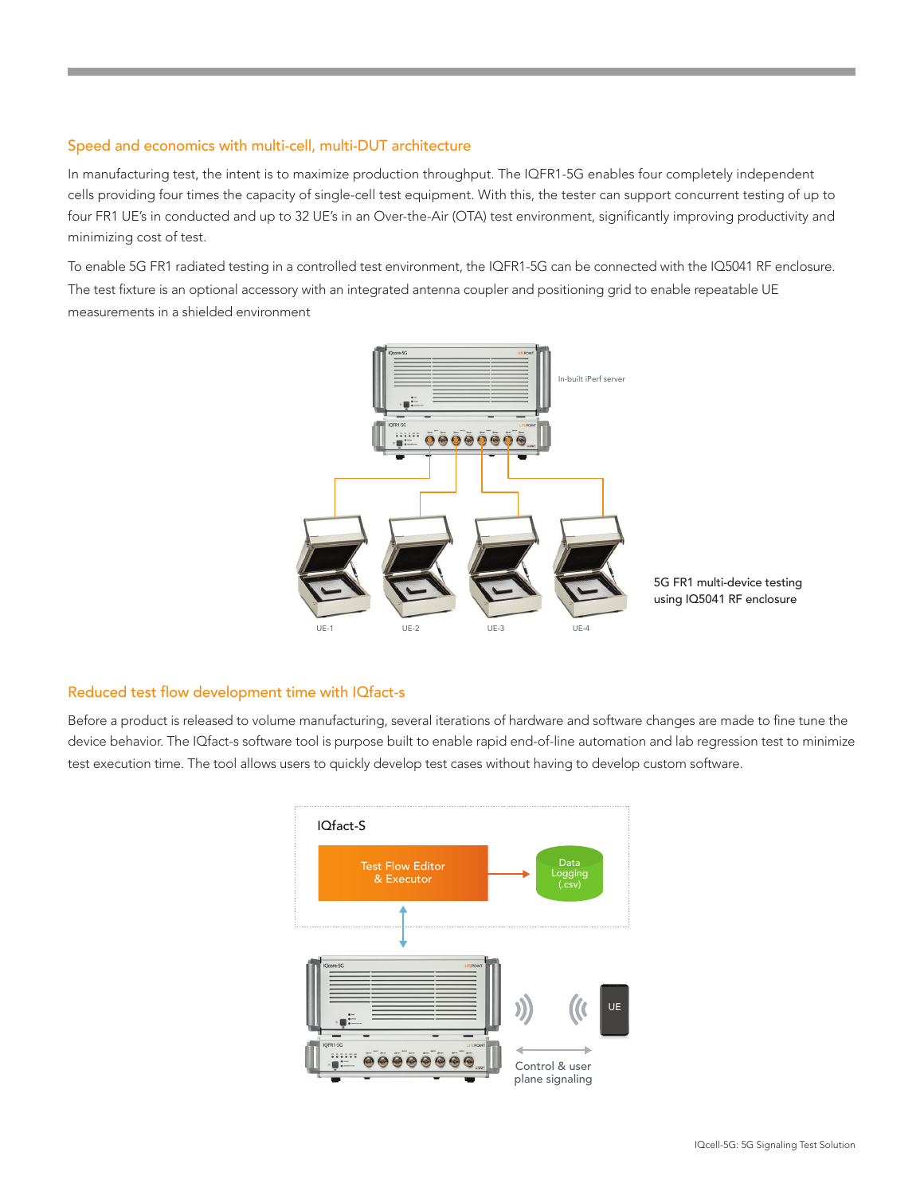## Speed and economics with multi-cell, multi-DUT architecture

In manufacturing test, the intent is to maximize production throughput. The IQFR1-5G enables four completely independent cells providing four times the capacity of single-cell test equipment. With this, the tester can support concurrent testing of up to four FR1 UE's in conducted and up to 32 UE's in an Over-the-Air (OTA) test environment, significantly improving productivity and minimizing cost of test.

To enable 5G FR1 radiated testing in a controlled test environment, the IQFR1-5G can be connected with the IQ5041 RF enclosure. The test fixture is an optional accessory with an integrated antenna coupler and positioning grid to enable repeatable UE measurements in a shielded environment

In-built iPerf server

UE-1 UE-2 UE-3 UE-4

5G FR1 multi-device testing using IQ5041 RF enclosure

## Reduced test flow development time with IQfact-s

Before a product is released to volume manufacturing, several iterations of hardware and software changes are made to fine tune the device behavior. The IQfact-s software tool is purpose built to enable rapid end-of-line automation and lab regression test to minimize test execution time. The tool allows users to quickly develop test cases without having to develop custom software.

IQfact-S

Test Flow Editor & Executor

Data Logging (.csv)

UE

Control & user plane signaling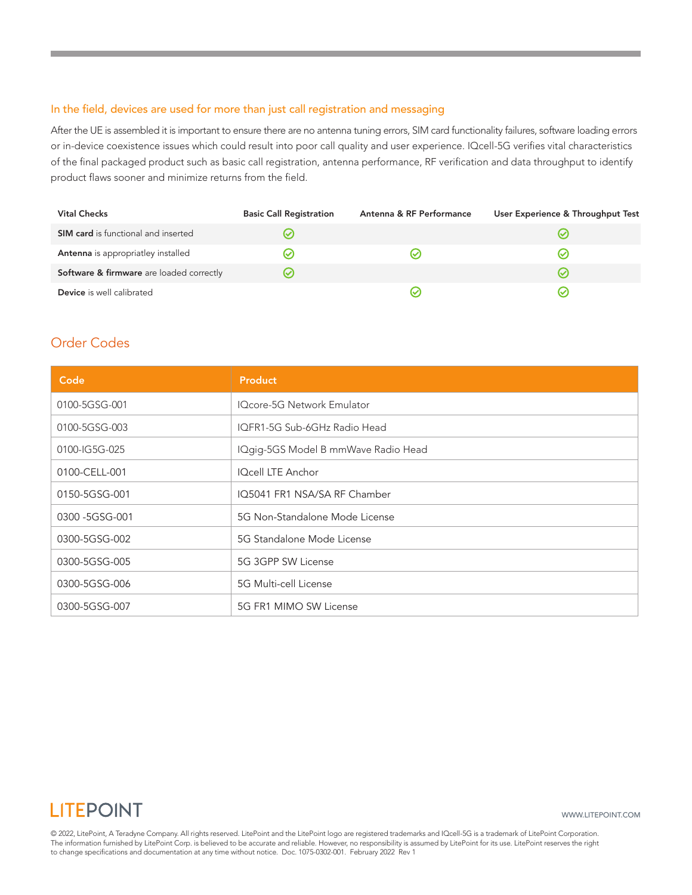## In the field, devices are used for more than just call registration and messaging

After the UE is assembled it is important to ensure there are no antenna tuning errors, SIM card functionality failures, software loading errors or in-device coexistence issues which could result into poor call quality and user experience. IQcell-5G verifies vital characteristics of the final packaged product such as basic call registration, antenna performance, RF verification and data throughput to identify product flaws sooner and minimize returns from the field.

| Vital Checks | Basic Call Registration | Antenna & RF Performance | User Experience & Throughput Test |
|---|---|---|---|
| **SIM card** is functional and inserted | ✓ | | ✓ |
| **Antenna** is appropriatley installed | ✓ | ✓ | ✓ |
| **Software & firmware** are loaded correctly | ✓ | | ✓ |
| **Device** is well calibrated | | ✓ | ✓ |

## Order Codes

| Code | Product |
|---|---|
| 0100-5GSG-001 | IQcore-5G Network Emulator |
| 0100-5GSG-003 | IQFR1-5G Sub-6GHz Radio Head |
| 0100-IG5G-025 | IQgig-5GS Model B mmWave Radio Head |
| 0100-CELL-001 | IQcell LTE Anchor |
| 0150-5GSG-001 | IQ5041 FR1 NSA/SA RF Chamber |
| 0300 -5GSG-001 | 5G Non-Standalone Mode License |
| 0300-5GSG-002 | 5G Standalone Mode License |
| 0300-5GSG-005 | 5G 3GPP SW License |
| 0300-5GSG-006 | 5G Multi-cell License |
| 0300-5GSG-007 | 5G FR1 MIMO SW License |

LITEPOINT

WWW.LITEPOINT.COM

© 2022, LitePoint, A Teradyne Company. All rights reserved. LitePoint and the LitePoint logo are registered trademarks and IQcell-5G is a trademark of LitePoint Corporation. The information furnished by LitePoint Corp. is believed to be accurate and reliable. However, no responsibility is assumed by LitePoint for its use. LitePoint reserves the right to change specifications and documentation at any time without notice. Doc. 1075-0302-001. February 2022 Rev 1